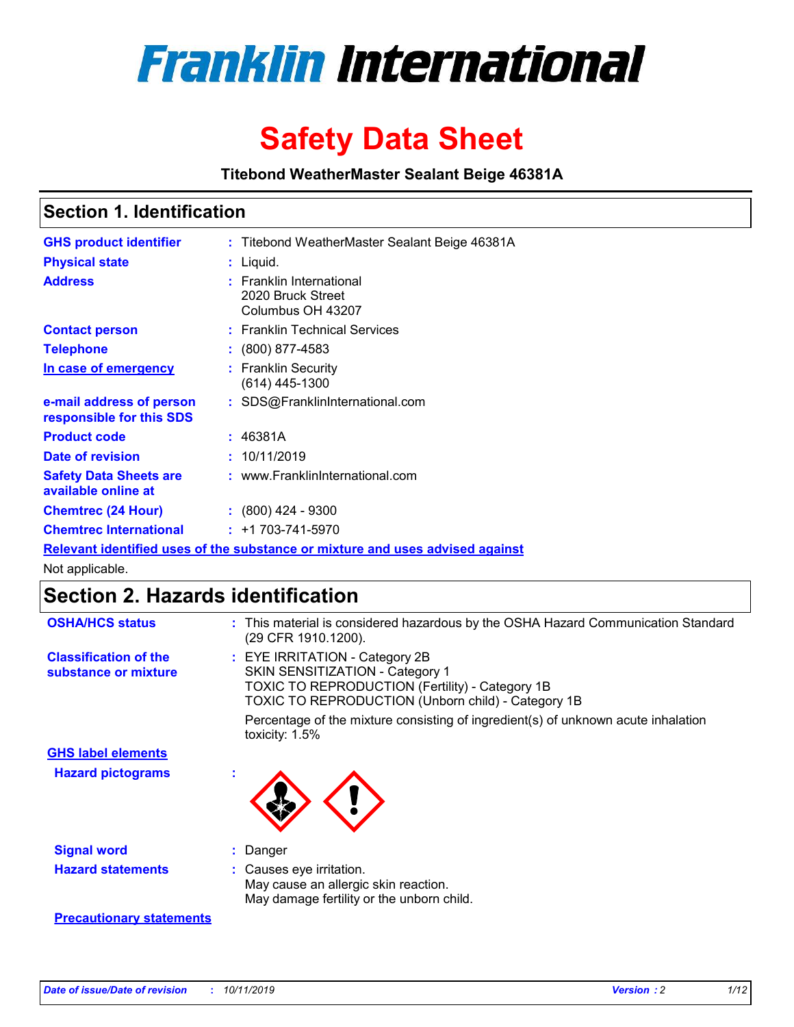# Franklin International

# Safety Data Sheet

**Titebond WeatherMaster Sealant Beige 46381A**

## Section 1. Identification

| | | |
|---|---|---|
| **GHS product identifier** | : | Titebond WeatherMaster Sealant Beige 46381A |
| **Physical state** | : | Liquid. |
| **Address** | : | Franklin International<br>2020 Bruck Street<br>Columbus OH 43207 |
| **Contact person** | : | Franklin Technical Services |
| **Telephone** | : | (800) 877-4583 |
| **In case of emergency** | : | Franklin Security<br>(614) 445-1300 |
| **e-mail address of person responsible for this SDS** | : | SDS@FranklinInternational.com |
| **Product code** | : | 46381A |
| **Date of revision** | : | 10/11/2019 |
| **Safety Data Sheets are available online at** | : | www.FranklinInternational.com |
| **Chemtrec (24 Hour)** | : | (800) 424 - 9300 |
| **Chemtrec International** | : | +1 703-741-5970 |

**Relevant identified uses of the substance or mixture and uses advised against**

Not applicable.

## Section 2. Hazards identification

| | | |
|---|---|---|
| **OSHA/HCS status** | : | This material is considered hazardous by the OSHA Hazard Communication Standard (29 CFR 1910.1200). |
| **Classification of the substance or mixture** | : | EYE IRRITATION - Category 2B<br>SKIN SENSITIZATION - Category 1<br>TOXIC TO REPRODUCTION (Fertility) - Category 1B<br>TOXIC TO REPRODUCTION (Unborn child) - Category 1B<br><br>Percentage of the mixture consisting of ingredient(s) of unknown acute inhalation toxicity: 1.5% |

**GHS label elements**

| | | |
|---|---|---|
| **Hazard pictograms** | : | |
| **Signal word** | : | Danger |
| **Hazard statements** | : | Causes eye irritation.<br>May cause an allergic skin reaction.<br>May damage fertility or the unborn child. |

**Precautionary statements**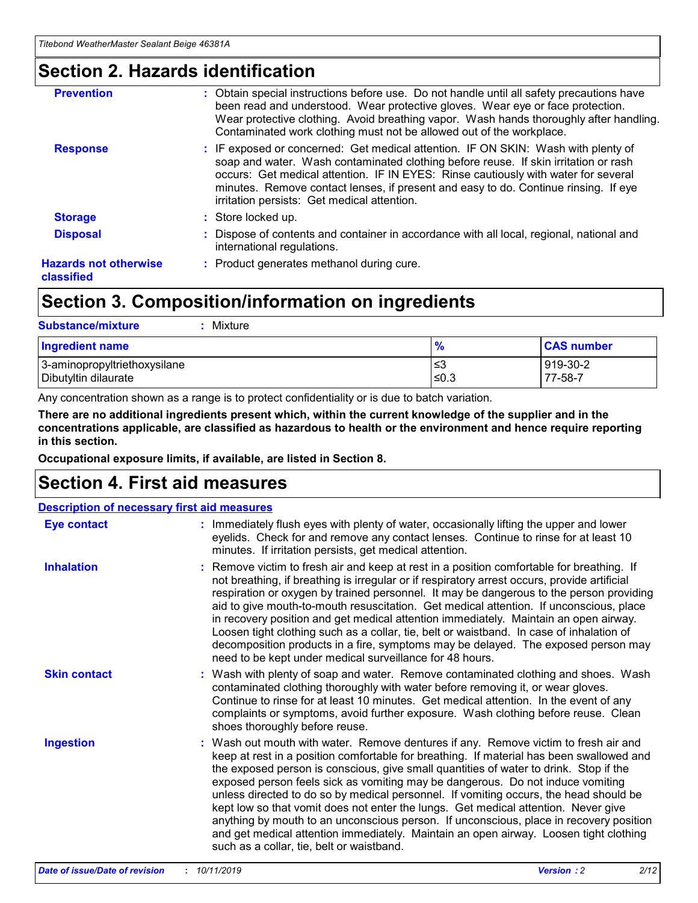## Section 2. Hazards identification

**Prevention** : Obtain special instructions before use. Do not handle until all safety precautions have been read and understood. Wear protective gloves. Wear eye or face protection. Wear protective clothing. Avoid breathing vapor. Wash hands thoroughly after handling. Contaminated work clothing must not be allowed out of the workplace.

**Response** : IF exposed or concerned: Get medical attention. IF ON SKIN: Wash with plenty of soap and water. Wash contaminated clothing before reuse. If skin irritation or rash occurs: Get medical attention. IF IN EYES: Rinse cautiously with water for several minutes. Remove contact lenses, if present and easy to do. Continue rinsing. If eye irritation persists: Get medical attention.

**Storage** : Store locked up.

**Disposal** : Dispose of contents and container in accordance with all local, regional, national and international regulations.

**Hazards not otherwise classified** : Product generates methanol during cure.

## Section 3. Composition/information on ingredients

**Substance/mixture** : Mixture

| Ingredient name | % | CAS number |
|---|---|---|
| 3-aminopropyltriethoxysilane | ≤3 | 919-30-2 |
| Dibutyltin dilaurate | ≤0.3 | 77-58-7 |

Any concentration shown as a range is to protect confidentiality or is due to batch variation.

**There are no additional ingredients present which, within the current knowledge of the supplier and in the concentrations applicable, are classified as hazardous to health or the environment and hence require reporting in this section.**

**Occupational exposure limits, if available, are listed in Section 8.**

## Section 4. First aid measures

**Description of necessary first aid measures**

**Eye contact** : Immediately flush eyes with plenty of water, occasionally lifting the upper and lower eyelids. Check for and remove any contact lenses. Continue to rinse for at least 10 minutes. If irritation persists, get medical attention.

**Inhalation** : Remove victim to fresh air and keep at rest in a position comfortable for breathing. If not breathing, if breathing is irregular or if respiratory arrest occurs, provide artificial respiration or oxygen by trained personnel. It may be dangerous to the person providing aid to give mouth-to-mouth resuscitation. Get medical attention. If unconscious, place in recovery position and get medical attention immediately. Maintain an open airway. Loosen tight clothing such as a collar, tie, belt or waistband. In case of inhalation of decomposition products in a fire, symptoms may be delayed. The exposed person may need to be kept under medical surveillance for 48 hours.

**Skin contact** : Wash with plenty of soap and water. Remove contaminated clothing and shoes. Wash contaminated clothing thoroughly with water before removing it, or wear gloves. Continue to rinse for at least 10 minutes. Get medical attention. In the event of any complaints or symptoms, avoid further exposure. Wash clothing before reuse. Clean shoes thoroughly before reuse.

**Ingestion** : Wash out mouth with water. Remove dentures if any. Remove victim to fresh air and keep at rest in a position comfortable for breathing. If material has been swallowed and the exposed person is conscious, give small quantities of water to drink. Stop if the exposed person feels sick as vomiting may be dangerous. Do not induce vomiting unless directed to do so by medical personnel. If vomiting occurs, the head should be kept low so that vomit does not enter the lungs. Get medical attention. Never give anything by mouth to an unconscious person. If unconscious, place in recovery position and get medical attention immediately. Maintain an open airway. Loosen tight clothing such as a collar, tie, belt or waistband.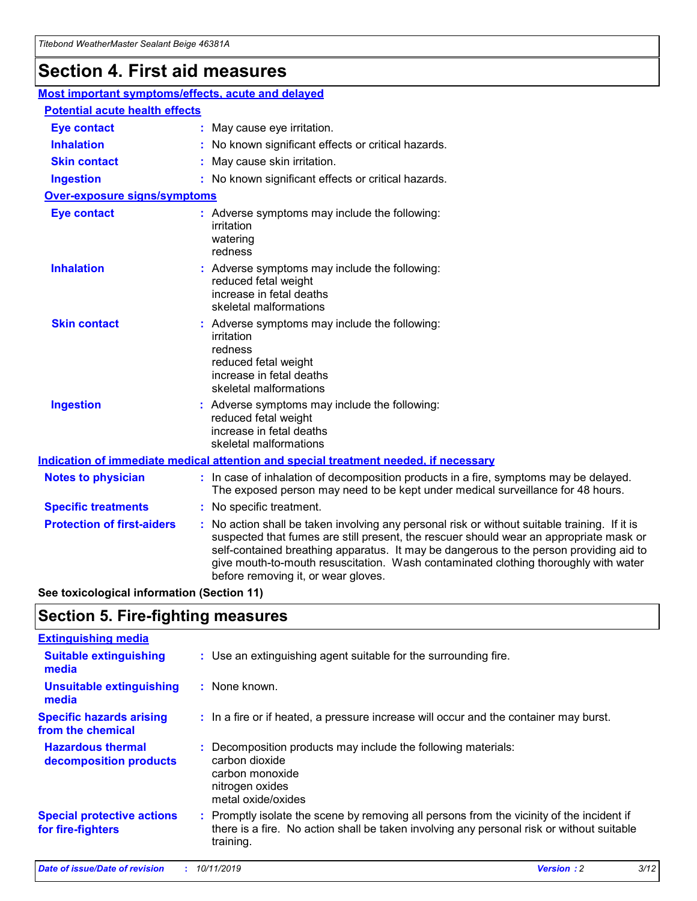# Section 4. First aid measures

### Most important symptoms/effects, acute and delayed

#### Potential acute health effects

| | |
|---|---|
| **Eye contact** | : May cause eye irritation. |
| **Inhalation** | : No known significant effects or critical hazards. |
| **Skin contact** | : May cause skin irritation. |
| **Ingestion** | : No known significant effects or critical hazards. |

#### Over-exposure signs/symptoms

| | |
|---|---|
| **Eye contact** | : Adverse symptoms may include the following: irritation watering redness |
| **Inhalation** | : Adverse symptoms may include the following: reduced fetal weight increase in fetal deaths skeletal malformations |
| **Skin contact** | : Adverse symptoms may include the following: irritation redness reduced fetal weight increase in fetal deaths skeletal malformations |
| **Ingestion** | : Adverse symptoms may include the following: reduced fetal weight increase in fetal deaths skeletal malformations |

### Indication of immediate medical attention and special treatment needed, if necessary

| | |
|---|---|
| **Notes to physician** | : In case of inhalation of decomposition products in a fire, symptoms may be delayed. The exposed person may need to be kept under medical surveillance for 48 hours. |
| **Specific treatments** | : No specific treatment. |
| **Protection of first-aiders** | : No action shall be taken involving any personal risk or without suitable training. If it is suspected that fumes are still present, the rescuer should wear an appropriate mask or self-contained breathing apparatus. It may be dangerous to the person providing aid to give mouth-to-mouth resuscitation. Wash contaminated clothing thoroughly with water before removing it, or wear gloves. |

**See toxicological information (Section 11)**

# Section 5. Fire-fighting measures

### Extinguishing media

| | |
|---|---|
| **Suitable extinguishing media** | : Use an extinguishing agent suitable for the surrounding fire. |
| **Unsuitable extinguishing media** | : None known. |
| **Specific hazards arising from the chemical** | : In a fire or if heated, a pressure increase will occur and the container may burst. |
| **Hazardous thermal decomposition products** | : Decomposition products may include the following materials: carbon dioxide carbon monoxide nitrogen oxides metal oxide/oxides |
| **Special protective actions for fire-fighters** | : Promptly isolate the scene by removing all persons from the vicinity of the incident if there is a fire. No action shall be taken involving any personal risk or without suitable training. |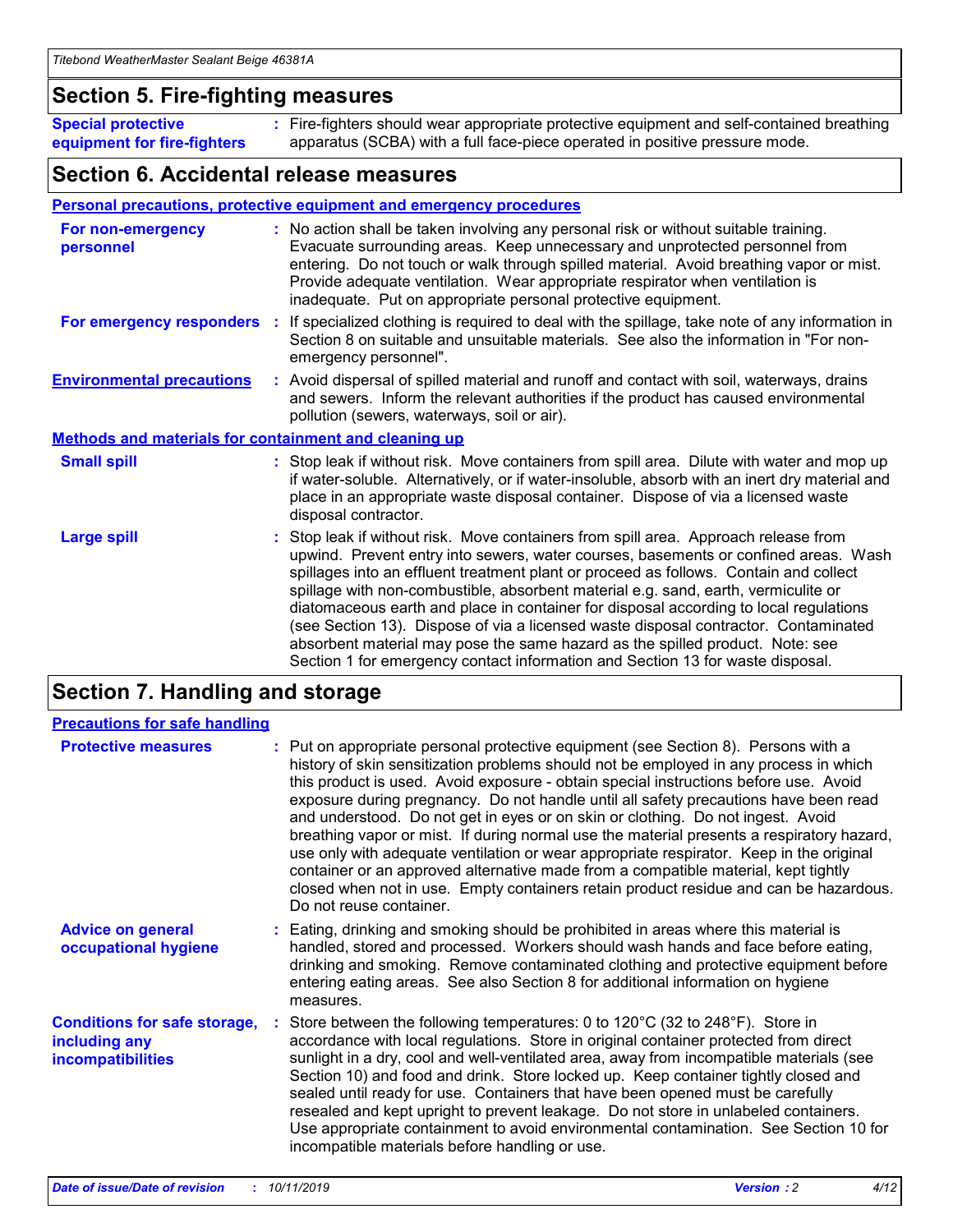## Section 5. Fire-fighting measures

**Special protective equipment for fire-fighters** : Fire-fighters should wear appropriate protective equipment and self-contained breathing apparatus (SCBA) with a full face-piece operated in positive pressure mode.

## Section 6. Accidental release measures

### Personal precautions, protective equipment and emergency procedures

**For non-emergency personnel** : No action shall be taken involving any personal risk or without suitable training. Evacuate surrounding areas. Keep unnecessary and unprotected personnel from entering. Do not touch or walk through spilled material. Avoid breathing vapor or mist. Provide adequate ventilation. Wear appropriate respirator when ventilation is inadequate. Put on appropriate personal protective equipment.

**For emergency responders** : If specialized clothing is required to deal with the spillage, take note of any information in Section 8 on suitable and unsuitable materials. See also the information in "For non-emergency personnel".

**Environmental precautions** : Avoid dispersal of spilled material and runoff and contact with soil, waterways, drains and sewers. Inform the relevant authorities if the product has caused environmental pollution (sewers, waterways, soil or air).

### Methods and materials for containment and cleaning up

**Small spill** : Stop leak if without risk. Move containers from spill area. Dilute with water and mop up if water-soluble. Alternatively, or if water-insoluble, absorb with an inert dry material and place in an appropriate waste disposal container. Dispose of via a licensed waste disposal contractor.

**Large spill** : Stop leak if without risk. Move containers from spill area. Approach release from upwind. Prevent entry into sewers, water courses, basements or confined areas. Wash spillages into an effluent treatment plant or proceed as follows. Contain and collect spillage with non-combustible, absorbent material e.g. sand, earth, vermiculite or diatomaceous earth and place in container for disposal according to local regulations (see Section 13). Dispose of via a licensed waste disposal contractor. Contaminated absorbent material may pose the same hazard as the spilled product. Note: see Section 1 for emergency contact information and Section 13 for waste disposal.

## Section 7. Handling and storage

### Precautions for safe handling

**Protective measures** : Put on appropriate personal protective equipment (see Section 8). Persons with a history of skin sensitization problems should not be employed in any process in which this product is used. Avoid exposure - obtain special instructions before use. Avoid exposure during pregnancy. Do not handle until all safety precautions have been read and understood. Do not get in eyes or on skin or clothing. Do not ingest. Avoid breathing vapor or mist. If during normal use the material presents a respiratory hazard, use only with adequate ventilation or wear appropriate respirator. Keep in the original container or an approved alternative made from a compatible material, kept tightly closed when not in use. Empty containers retain product residue and can be hazardous. Do not reuse container.

**Advice on general occupational hygiene** : Eating, drinking and smoking should be prohibited in areas where this material is handled, stored and processed. Workers should wash hands and face before eating, drinking and smoking. Remove contaminated clothing and protective equipment before entering eating areas. See also Section 8 for additional information on hygiene measures.

**Conditions for safe storage, including any incompatibilities** : Store between the following temperatures: 0 to 120°C (32 to 248°F). Store in accordance with local regulations. Store in original container protected from direct sunlight in a dry, cool and well-ventilated area, away from incompatible materials (see Section 10) and food and drink. Store locked up. Keep container tightly closed and sealed until ready for use. Containers that have been opened must be carefully resealed and kept upright to prevent leakage. Do not store in unlabeled containers. Use appropriate containment to avoid environmental contamination. See Section 10 for incompatible materials before handling or use.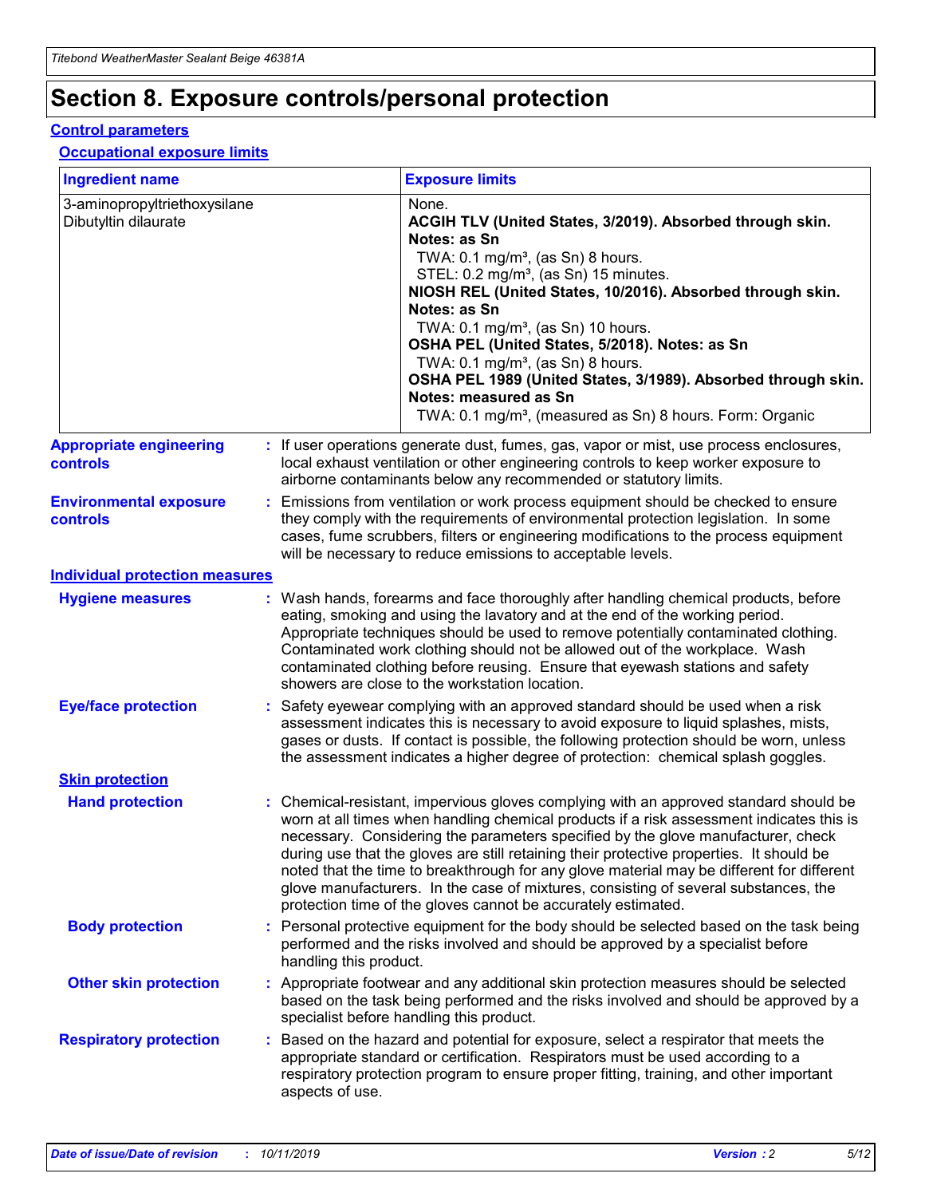# Section 8. Exposure controls/personal protection

## Control parameters

### Occupational exposure limits

| Ingredient name | Exposure limits |
|---|---|
| 3-aminopropyltriethoxysilane<br>Dibutyltin dilaurate | None.<br>**ACGIH TLV (United States, 3/2019). Absorbed through skin. Notes: as Sn**<br>TWA: 0.1 mg/m³, (as Sn) 8 hours.<br>STEL: 0.2 mg/m³, (as Sn) 15 minutes.<br>**NIOSH REL (United States, 10/2016). Absorbed through skin. Notes: as Sn**<br>TWA: 0.1 mg/m³, (as Sn) 10 hours.<br>**OSHA PEL (United States, 5/2018). Notes: as Sn**<br>TWA: 0.1 mg/m³, (as Sn) 8 hours.<br>**OSHA PEL 1989 (United States, 3/1989). Absorbed through skin. Notes: measured as Sn**<br>TWA: 0.1 mg/m³, (measured as Sn) 8 hours. Form: Organic |

**Appropriate engineering controls** : If user operations generate dust, fumes, gas, vapor or mist, use process enclosures, local exhaust ventilation or other engineering controls to keep worker exposure to airborne contaminants below any recommended or statutory limits.

**Environmental exposure controls** : Emissions from ventilation or work process equipment should be checked to ensure they comply with the requirements of environmental protection legislation. In some cases, fume scrubbers, filters or engineering modifications to the process equipment will be necessary to reduce emissions to acceptable levels.

## Individual protection measures

**Hygiene measures** : Wash hands, forearms and face thoroughly after handling chemical products, before eating, smoking and using the lavatory and at the end of the working period. Appropriate techniques should be used to remove potentially contaminated clothing. Contaminated work clothing should not be allowed out of the workplace. Wash contaminated clothing before reusing. Ensure that eyewash stations and safety showers are close to the workstation location.

**Eye/face protection** : Safety eyewear complying with an approved standard should be used when a risk assessment indicates this is necessary to avoid exposure to liquid splashes, mists, gases or dusts. If contact is possible, the following protection should be worn, unless the assessment indicates a higher degree of protection: chemical splash goggles.

### Skin protection

**Hand protection** : Chemical-resistant, impervious gloves complying with an approved standard should be worn at all times when handling chemical products if a risk assessment indicates this is necessary. Considering the parameters specified by the glove manufacturer, check during use that the gloves are still retaining their protective properties. It should be noted that the time to breakthrough for any glove material may be different for different glove manufacturers. In the case of mixtures, consisting of several substances, the protection time of the gloves cannot be accurately estimated.

**Body protection** : Personal protective equipment for the body should be selected based on the task being performed and the risks involved and should be approved by a specialist before handling this product.

**Other skin protection** : Appropriate footwear and any additional skin protection measures should be selected based on the task being performed and the risks involved and should be approved by a specialist before handling this product.

**Respiratory protection** : Based on the hazard and potential for exposure, select a respirator that meets the appropriate standard or certification. Respirators must be used according to a respiratory protection program to ensure proper fitting, training, and other important aspects of use.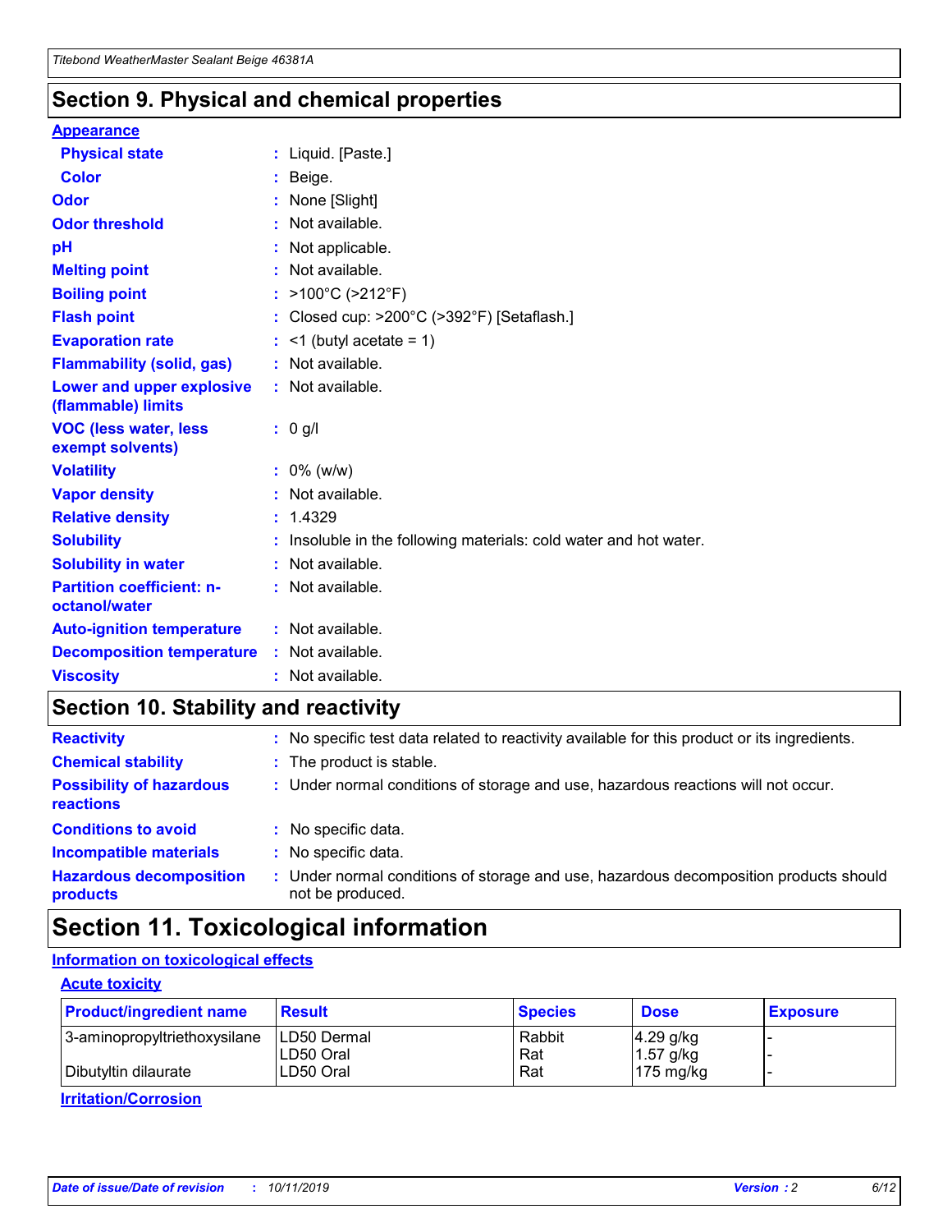## Section 9. Physical and chemical properties

**Appearance**

| | | |
|---|---|---|
| **Physical state** | : | Liquid. [Paste.] |
| **Color** | : | Beige. |
| **Odor** | : | None [Slight] |
| **Odor threshold** | : | Not available. |
| **pH** | : | Not applicable. |
| **Melting point** | : | Not available. |
| **Boiling point** | : | >100°C (>212°F) |
| **Flash point** | : | Closed cup: >200°C (>392°F) [Setaflash.] |
| **Evaporation rate** | : | <1 (butyl acetate = 1) |
| **Flammability (solid, gas)** | : | Not available. |
| **Lower and upper explosive (flammable) limits** | : | Not available. |
| **VOC (less water, less exempt solvents)** | : | 0 g/l |
| **Volatility** | : | 0% (w/w) |
| **Vapor density** | : | Not available. |
| **Relative density** | : | 1.4329 |
| **Solubility** | : | Insoluble in the following materials: cold water and hot water. |
| **Solubility in water** | : | Not available. |
| **Partition coefficient: n-octanol/water** | : | Not available. |
| **Auto-ignition temperature** | : | Not available. |
| **Decomposition temperature** | : | Not available. |
| **Viscosity** | : | Not available. |

## Section 10. Stability and reactivity

| | | |
|---|---|---|
| **Reactivity** | : | No specific test data related to reactivity available for this product or its ingredients. |
| **Chemical stability** | : | The product is stable. |
| **Possibility of hazardous reactions** | : | Under normal conditions of storage and use, hazardous reactions will not occur. |
| **Conditions to avoid** | : | No specific data. |
| **Incompatible materials** | : | No specific data. |
| **Hazardous decomposition products** | : | Under normal conditions of storage and use, hazardous decomposition products should not be produced. |

## Section 11. Toxicological information

**Information on toxicological effects**

**Acute toxicity**

| Product/ingredient name | Result | Species | Dose | Exposure |
|---|---|---|---|---|
| 3-aminopropyltriethoxysilane | LD50 Dermal | Rabbit | 4.29 g/kg | - |
| | LD50 Oral | Rat | 1.57 g/kg | - |
| Dibutyltin dilaurate | LD50 Oral | Rat | 175 mg/kg | - |

**Irritation/Corrosion**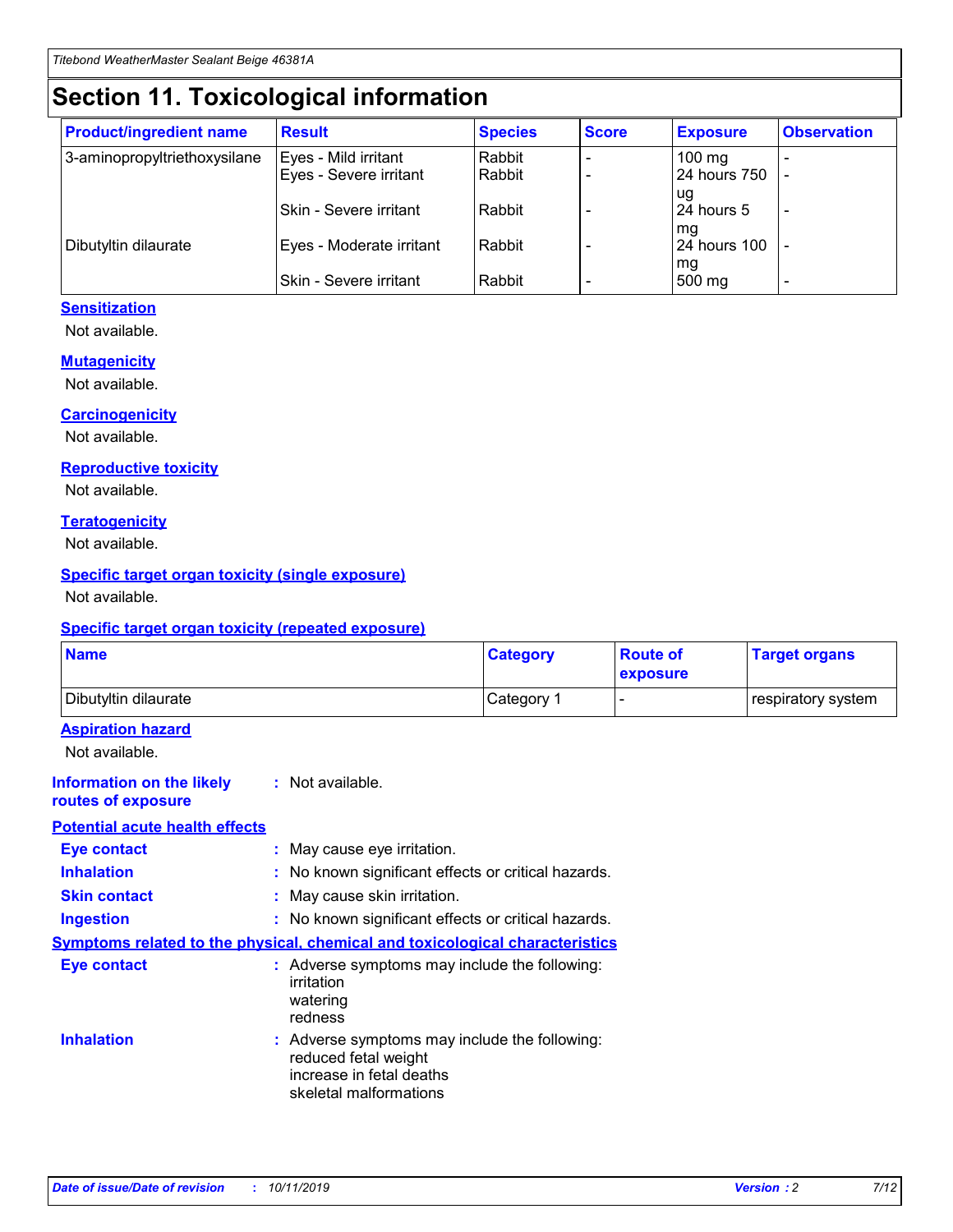# Section 11. Toxicological information

| Product/ingredient name | Result | Species | Score | Exposure | Observation |
|---|---|---|---|---|---|
| 3-aminopropyltriethoxysilane | Eyes - Mild irritant | Rabbit | - | 100 mg | - |
| | Eyes - Severe irritant | Rabbit | - | 24 hours 750 ug | - |
| | Skin - Severe irritant | Rabbit | - | 24 hours 5 mg | - |
| Dibutyltin dilaurate | Eyes - Moderate irritant | Rabbit | - | 24 hours 100 mg | - |
| | Skin - Severe irritant | Rabbit | - | 500 mg | - |

### Sensitization

Not available.

### Mutagenicity

Not available.

### Carcinogenicity

Not available.

### Reproductive toxicity

Not available.

### Teratogenicity

Not available.

### Specific target organ toxicity (single exposure)

Not available.

### Specific target organ toxicity (repeated exposure)

| Name | Category | Route of exposure | Target organs |
|---|---|---|---|
| Dibutyltin dilaurate | Category 1 | - | respiratory system |

### Aspiration hazard

Not available.

**Information on the likely routes of exposure** : Not available.

### Potential acute health effects

**Eye contact** : May cause eye irritation.

**Inhalation** : No known significant effects or critical hazards.

**Skin contact** : May cause skin irritation.

**Ingestion** : No known significant effects or critical hazards.

### Symptoms related to the physical, chemical and toxicological characteristics

**Eye contact** : Adverse symptoms may include the following:
irritation
watering
redness

**Inhalation** : Adverse symptoms may include the following:
reduced fetal weight
increase in fetal deaths
skeletal malformations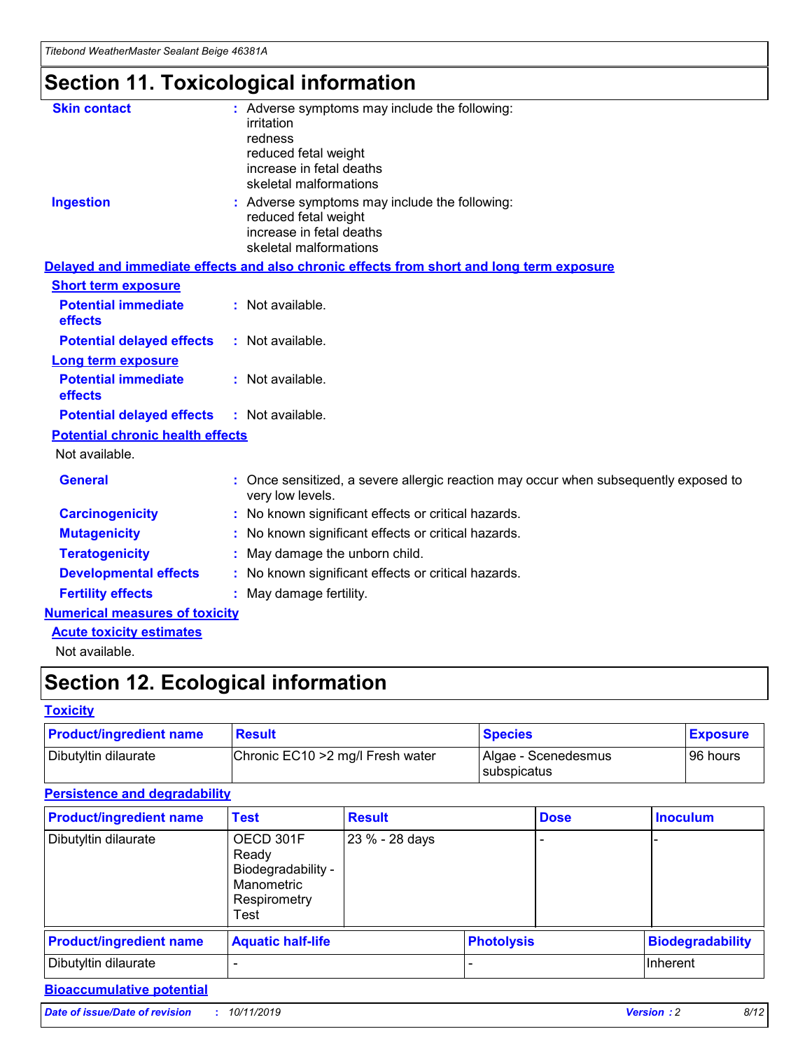# Section 11. Toxicological information

**Skin contact** : Adverse symptoms may include the following:
irritation
redness
reduced fetal weight
increase in fetal deaths
skeletal malformations

**Ingestion** : Adverse symptoms may include the following:
reduced fetal weight
increase in fetal deaths
skeletal malformations

**Delayed and immediate effects and also chronic effects from short and long term exposure**

**Short term exposure**

**Potential immediate effects** : Not available.

**Potential delayed effects** : Not available.

**Long term exposure**

**Potential immediate effects** : Not available.

**Potential delayed effects** : Not available.

**Potential chronic health effects**

Not available.

**General** : Once sensitized, a severe allergic reaction may occur when subsequently exposed to very low levels.

**Carcinogenicity** : No known significant effects or critical hazards.

**Mutagenicity** : No known significant effects or critical hazards.

**Teratogenicity** : May damage the unborn child.

**Developmental effects** : No known significant effects or critical hazards.

**Fertility effects** : May damage fertility.

**Numerical measures of toxicity**

**Acute toxicity estimates**

Not available.

# Section 12. Ecological information

**Toxicity**

| Product/ingredient name | Result | Species | Exposure |
| --- | --- | --- | --- |
| Dibutyltin dilaurate | Chronic EC10 >2 mg/l Fresh water | Algae - Scenedesmus subspicatus | 96 hours |

**Persistence and degradability**

| Product/ingredient name | Test | Result | Dose | Inoculum |
| --- | --- | --- | --- | --- |
| Dibutyltin dilaurate | OECD 301F Ready Biodegradability - Manometric Respirometry Test | 23 % - 28 days | - | - |

| Product/ingredient name | Aquatic half-life | Photolysis | Biodegradability |
| --- | --- | --- | --- |
| Dibutyltin dilaurate | - | - | Inherent |

**Bioaccumulative potential**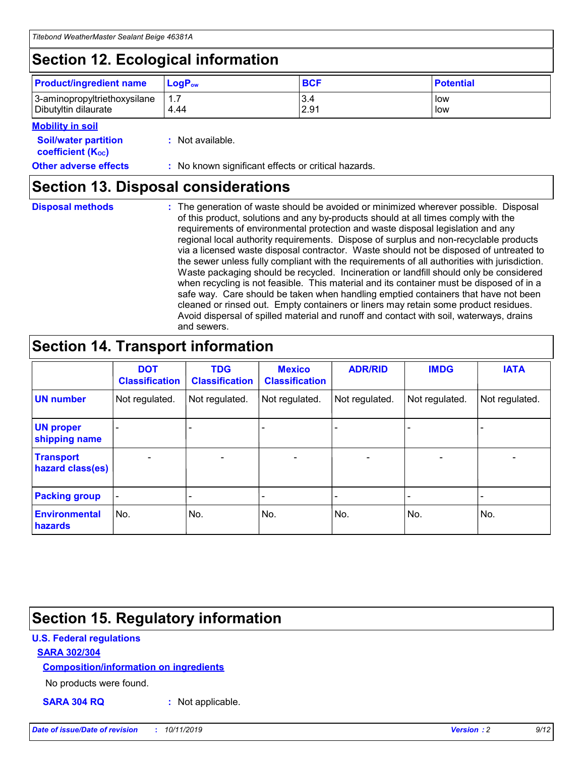# Section 12. Ecological information

| Product/ingredient name | $LogP_{ow}$ | BCF | Potential |
|---|---|---|---|
| 3-aminopropyltriethoxysilane | 1.7 | 3.4 | low |
| Dibutyltin dilaurate | 4.44 | 2.91 | low |

**Mobility in soil**

**Soil/water partition coefficient ($K_{OC}$)** : Not available.

**Other adverse effects** : No known significant effects or critical hazards.

# Section 13. Disposal considerations

**Disposal methods** : The generation of waste should be avoided or minimized wherever possible. Disposal of this product, solutions and any by-products should at all times comply with the requirements of environmental protection and waste disposal legislation and any regional local authority requirements. Dispose of surplus and non-recyclable products via a licensed waste disposal contractor. Waste should not be disposed of untreated to the sewer unless fully compliant with the requirements of all authorities with jurisdiction. Waste packaging should be recycled. Incineration or landfill should only be considered when recycling is not feasible. This material and its container must be disposed of in a safe way. Care should be taken when handling emptied containers that have not been cleaned or rinsed out. Empty containers or liners may retain some product residues. Avoid dispersal of spilled material and runoff and contact with soil, waterways, drains and sewers.

# Section 14. Transport information

| | DOT Classification | TDG Classification | Mexico Classification | ADR/RID | IMDG | IATA |
|---|---|---|---|---|---|---|
| UN number | Not regulated. | Not regulated. | Not regulated. | Not regulated. | Not regulated. | Not regulated. |
| UN proper shipping name | - | - | - | - | - | - |
| Transport hazard class(es) | - | - | - | - | - | - |
| Packing group | - | - | - | - | - | - |
| Environmental hazards | No. | No. | No. | No. | No. | No. |

# Section 15. Regulatory information

**U.S. Federal regulations**

**SARA 302/304**

**Composition/information on ingredients**

No products were found.

**SARA 304 RQ** : Not applicable.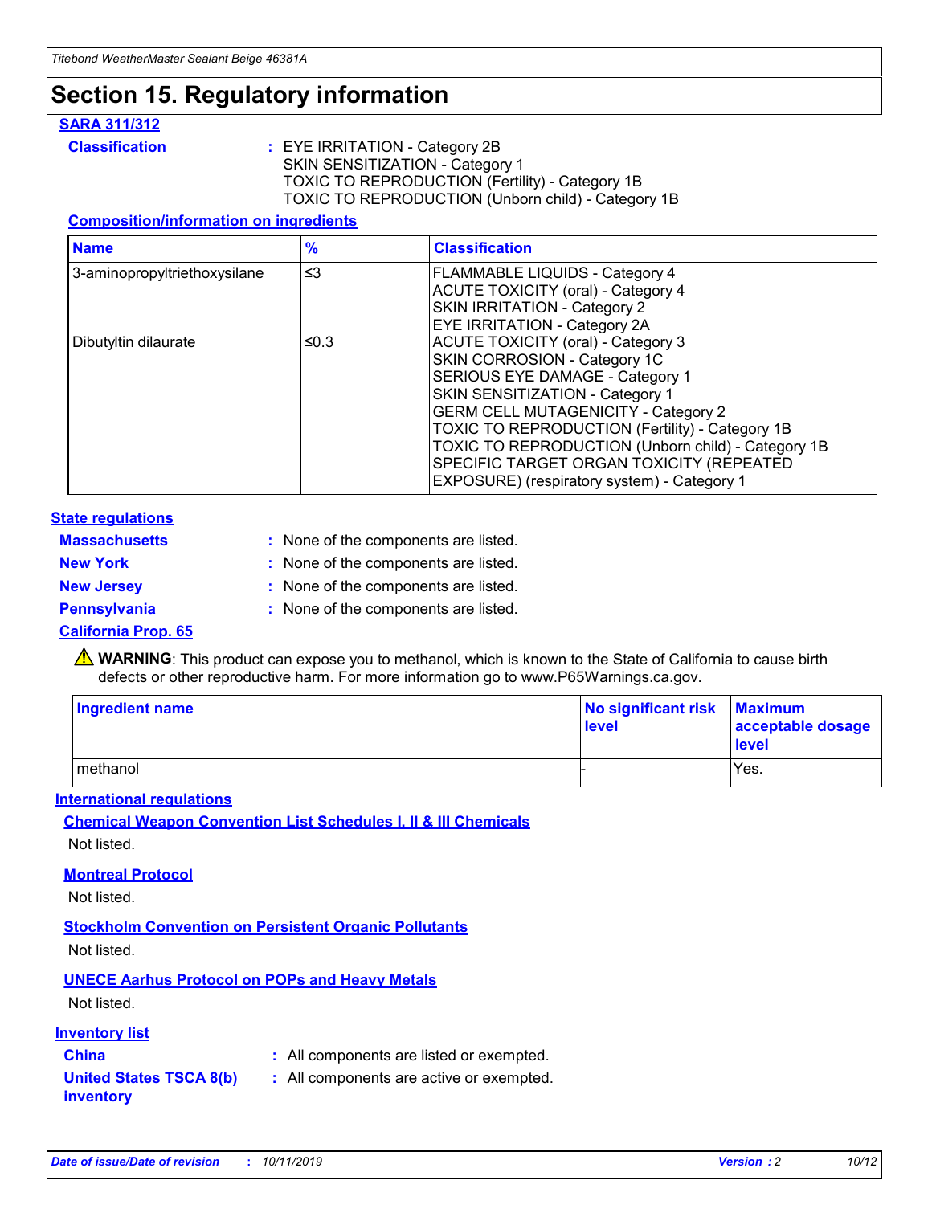# Section 15. Regulatory information

## SARA 311/312

**Classification** : EYE IRRITATION - Category 2B
SKIN SENSITIZATION - Category 1
TOXIC TO REPRODUCTION (Fertility) - Category 1B
TOXIC TO REPRODUCTION (Unborn child) - Category 1B

### Composition/information on ingredients

| Name | % | Classification |
|---|---|---|
| 3-aminopropyltriethoxysilane | ≤3 | FLAMMABLE LIQUIDS - Category 4<br>ACUTE TOXICITY (oral) - Category 4<br>SKIN IRRITATION - Category 2<br>EYE IRRITATION - Category 2A |
| Dibutyltin dilaurate | ≤0.3 | ACUTE TOXICITY (oral) - Category 3<br>SKIN CORROSION - Category 1C<br>SERIOUS EYE DAMAGE - Category 1<br>SKIN SENSITIZATION - Category 1<br>GERM CELL MUTAGENICITY - Category 2<br>TOXIC TO REPRODUCTION (Fertility) - Category 1B<br>TOXIC TO REPRODUCTION (Unborn child) - Category 1B<br>SPECIFIC TARGET ORGAN TOXICITY (REPEATED EXPOSURE) (respiratory system) - Category 1 |

## State regulations

**Massachusetts** : None of the components are listed.

**New York** : None of the components are listed.

**New Jersey** : None of the components are listed.

**Pennsylvania** : None of the components are listed.

### California Prop. 65

⚠ **WARNING**: This product can expose you to methanol, which is known to the State of California to cause birth defects or other reproductive harm. For more information go to www.P65Warnings.ca.gov.

| Ingredient name | No significant risk level | Maximum acceptable dosage level |
|---|---|---|
| methanol | - | Yes. |

## International regulations

### Chemical Weapon Convention List Schedules I, II & III Chemicals

Not listed.

### Montreal Protocol

Not listed.

### Stockholm Convention on Persistent Organic Pollutants

Not listed.

### UNECE Aarhus Protocol on POPs and Heavy Metals

Not listed.

## Inventory list

**China** : All components are listed or exempted.

**United States TSCA 8(b) inventory** : All components are active or exempted.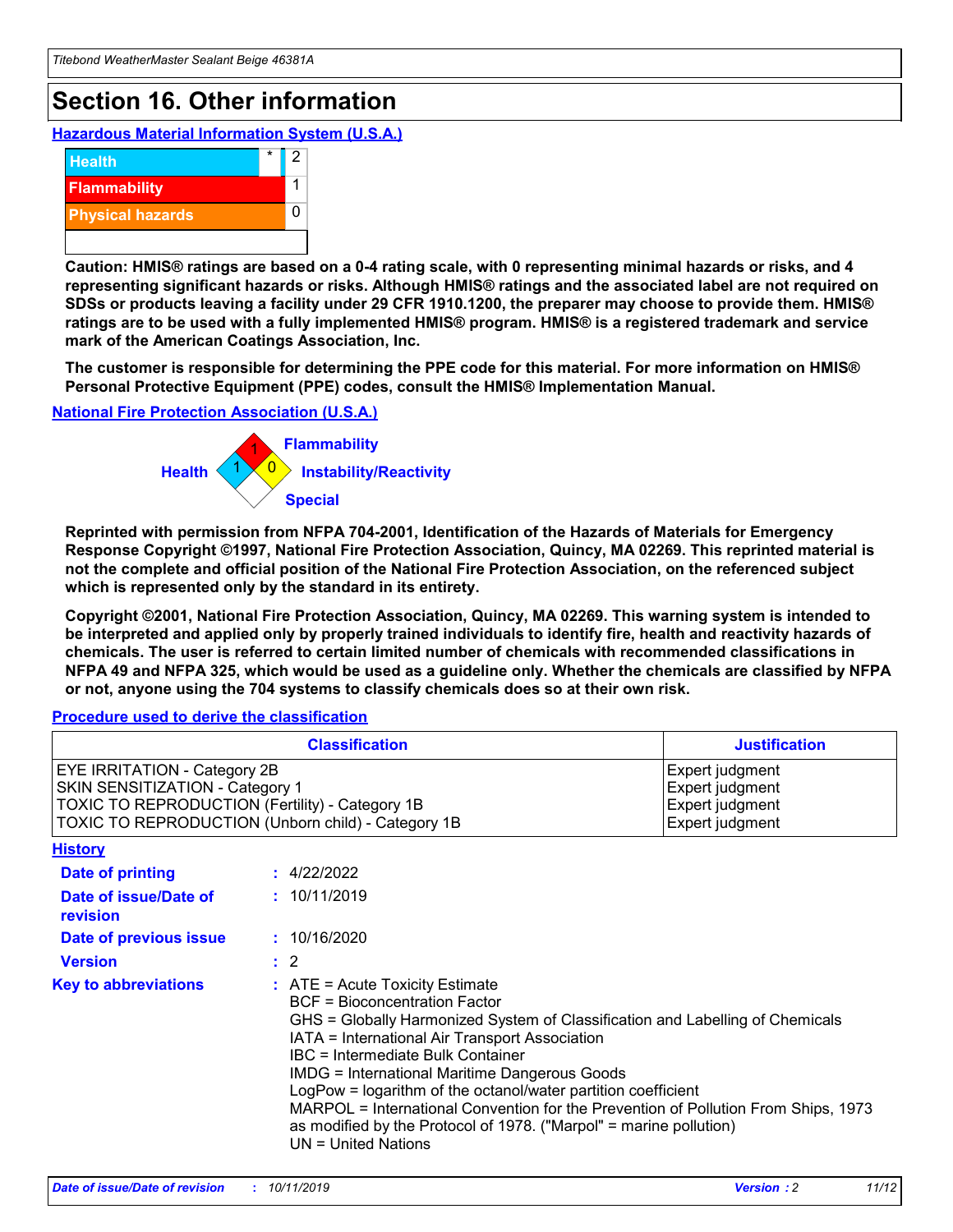# Section 16. Other information

**Hazardous Material Information System (U.S.A.)**

| | | |
|---|---|---|
| Health | * | 2 |
| Flammability | | 1 |
| Physical hazards | | 0 |

**Caution: HMIS® ratings are based on a 0-4 rating scale, with 0 representing minimal hazards or risks, and 4 representing significant hazards or risks. Although HMIS® ratings and the associated label are not required on SDSs or products leaving a facility under 29 CFR 1910.1200, the preparer may choose to provide them. HMIS® ratings are to be used with a fully implemented HMIS® program. HMIS® is a registered trademark and service mark of the American Coatings Association, Inc.**

**The customer is responsible for determining the PPE code for this material. For more information on HMIS® Personal Protective Equipment (PPE) codes, consult the HMIS® Implementation Manual.**

**National Fire Protection Association (U.S.A.)**

Flammability: 1
Health: 1
Instability/Reactivity: 0
Special:

**Reprinted with permission from NFPA 704-2001, Identification of the Hazards of Materials for Emergency Response Copyright ©1997, National Fire Protection Association, Quincy, MA 02269. This reprinted material is not the complete and official position of the National Fire Protection Association, on the referenced subject which is represented only by the standard in its entirety.**

**Copyright ©2001, National Fire Protection Association, Quincy, MA 02269. This warning system is intended to be interpreted and applied only by properly trained individuals to identify fire, health and reactivity hazards of chemicals. The user is referred to certain limited number of chemicals with recommended classifications in NFPA 49 and NFPA 325, which would be used as a guideline only. Whether the chemicals are classified by NFPA or not, anyone using the 704 systems to classify chemicals does so at their own risk.**

**Procedure used to derive the classification**

| Classification | Justification |
|---|---|
| EYE IRRITATION - Category 2B | Expert judgment |
| SKIN SENSITIZATION - Category 1 | Expert judgment |
| TOXIC TO REPRODUCTION (Fertility) - Category 1B | Expert judgment |
| TOXIC TO REPRODUCTION (Unborn child) - Category 1B | Expert judgment |

**History**

**Date of printing** : 4/22/2022

**Date of issue/Date of revision** : 10/11/2019

**Date of previous issue** : 10/16/2020

**Version** : 2

**Key to abbreviations** : ATE = Acute Toxicity Estimate
BCF = Bioconcentration Factor
GHS = Globally Harmonized System of Classification and Labelling of Chemicals
IATA = International Air Transport Association
IBC = Intermediate Bulk Container
IMDG = International Maritime Dangerous Goods
LogPow = logarithm of the octanol/water partition coefficient
MARPOL = International Convention for the Prevention of Pollution From Ships, 1973 as modified by the Protocol of 1978. ("Marpol" = marine pollution)
UN = United Nations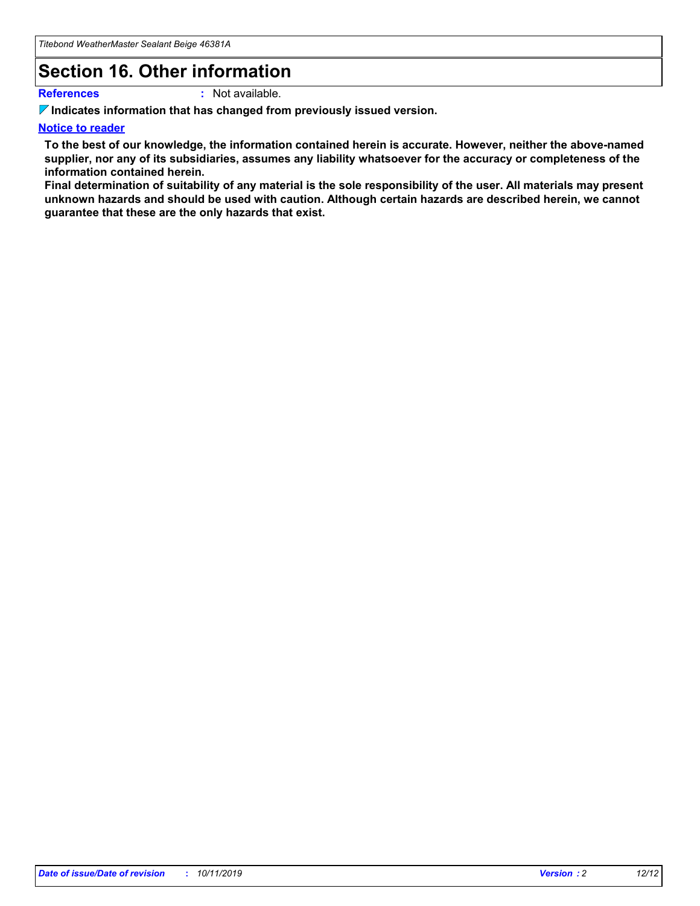# Section 16. Other information

**References** : Not available.

**Indicates information that has changed from previously issued version.**

**Notice to reader**

**To the best of our knowledge, the information contained herein is accurate. However, neither the above-named supplier, nor any of its subsidiaries, assumes any liability whatsoever for the accuracy or completeness of the information contained herein.**

**Final determination of suitability of any material is the sole responsibility of the user. All materials may present unknown hazards and should be used with caution. Although certain hazards are described herein, we cannot guarantee that these are the only hazards that exist.**